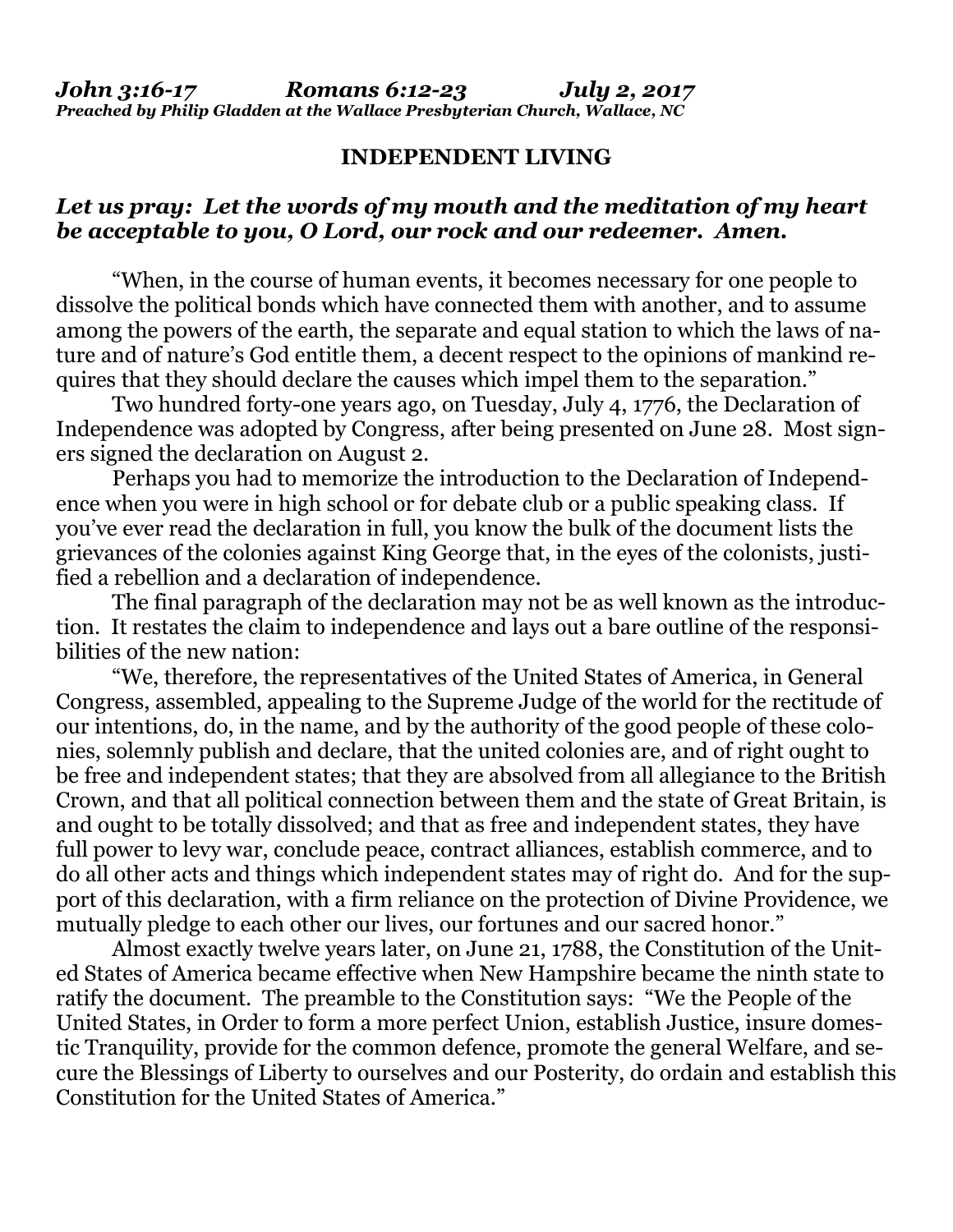***John 3:16-17    Romans 6:12-23    July 2, 2017***
***Preached by Philip Gladden at the Wallace Presbyterian Church, Wallace, NC***

## INDEPENDENT LIVING

***Let us pray: Let the words of my mouth and the meditation of my heart be acceptable to you, O Lord, our rock and our redeemer. Amen.***

"When, in the course of human events, it becomes necessary for one people to dissolve the political bonds which have connected them with another, and to assume among the powers of the earth, the separate and equal station to which the laws of nature and of nature's God entitle them, a decent respect to the opinions of mankind requires that they should declare the causes which impel them to the separation."

Two hundred forty-one years ago, on Tuesday, July 4, 1776, the Declaration of Independence was adopted by Congress, after being presented on June 28. Most signers signed the declaration on August 2.

Perhaps you had to memorize the introduction to the Declaration of Independence when you were in high school or for debate club or a public speaking class. If you've ever read the declaration in full, you know the bulk of the document lists the grievances of the colonies against King George that, in the eyes of the colonists, justified a rebellion and a declaration of independence.

The final paragraph of the declaration may not be as well known as the introduction. It restates the claim to independence and lays out a bare outline of the responsibilities of the new nation:

"We, therefore, the representatives of the United States of America, in General Congress, assembled, appealing to the Supreme Judge of the world for the rectitude of our intentions, do, in the name, and by the authority of the good people of these colonies, solemnly publish and declare, that the united colonies are, and of right ought to be free and independent states; that they are absolved from all allegiance to the British Crown, and that all political connection between them and the state of Great Britain, is and ought to be totally dissolved; and that as free and independent states, they have full power to levy war, conclude peace, contract alliances, establish commerce, and to do all other acts and things which independent states may of right do. And for the support of this declaration, with a firm reliance on the protection of Divine Providence, we mutually pledge to each other our lives, our fortunes and our sacred honor."

Almost exactly twelve years later, on June 21, 1788, the Constitution of the United States of America became effective when New Hampshire became the ninth state to ratify the document. The preamble to the Constitution says: "We the People of the United States, in Order to form a more perfect Union, establish Justice, insure domestic Tranquility, provide for the common defence, promote the general Welfare, and secure the Blessings of Liberty to ourselves and our Posterity, do ordain and establish this Constitution for the United States of America."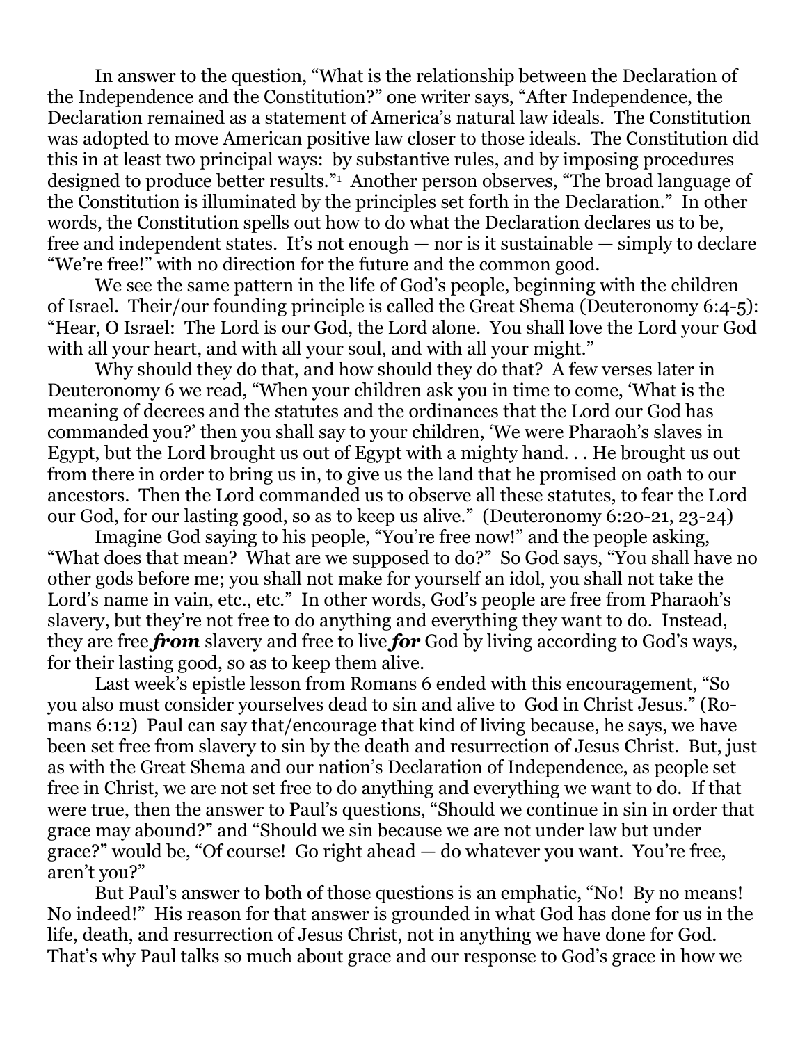In answer to the question, "What is the relationship between the Declaration of the Independence and the Constitution?" one writer says, "After Independence, the Declaration remained as a statement of America's natural law ideals. The Constitution was adopted to move American positive law closer to those ideals. The Constitution did this in at least two principal ways: by substantive rules, and by imposing procedures designed to produce better results."[1] Another person observes, "The broad language of the Constitution is illuminated by the principles set forth in the Declaration." In other words, the Constitution spells out how to do what the Declaration declares us to be, free and independent states. It's not enough — nor is it sustainable — simply to declare "We're free!" with no direction for the future and the common good.

We see the same pattern in the life of God's people, beginning with the children of Israel. Their/our founding principle is called the Great Shema (Deuteronomy 6:4-5): "Hear, O Israel: The Lord is our God, the Lord alone. You shall love the Lord your God with all your heart, and with all your soul, and with all your might."

Why should they do that, and how should they do that? A few verses later in Deuteronomy 6 we read, "When your children ask you in time to come, 'What is the meaning of decrees and the statutes and the ordinances that the Lord our God has commanded you?' then you shall say to your children, 'We were Pharaoh's slaves in Egypt, but the Lord brought us out of Egypt with a mighty hand. . . He brought us out from there in order to bring us in, to give us the land that he promised on oath to our ancestors. Then the Lord commanded us to observe all these statutes, to fear the Lord our God, for our lasting good, so as to keep us alive." (Deuteronomy 6:20-21, 23-24)

Imagine God saying to his people, "You're free now!" and the people asking, "What does that mean? What are we supposed to do?" So God says, "You shall have no other gods before me; you shall not make for yourself an idol, you shall not take the Lord's name in vain, etc., etc." In other words, God's people are free from Pharaoh's slavery, but they're not free to do anything and everything they want to do. Instead, they are free ***from*** slavery and free to live ***for*** God by living according to God's ways, for their lasting good, so as to keep them alive.

Last week's epistle lesson from Romans 6 ended with this encouragement, "So you also must consider yourselves dead to sin and alive to God in Christ Jesus." (Romans 6:12) Paul can say that/encourage that kind of living because, he says, we have been set free from slavery to sin by the death and resurrection of Jesus Christ. But, just as with the Great Shema and our nation's Declaration of Independence, as people set free in Christ, we are not set free to do anything and everything we want to do. If that were true, then the answer to Paul's questions, "Should we continue in sin in order that grace may abound?" and "Should we sin because we are not under law but under grace?" would be, "Of course! Go right ahead — do whatever you want. You're free, aren't you?"

But Paul's answer to both of those questions is an emphatic, "No! By no means! No indeed!" His reason for that answer is grounded in what God has done for us in the life, death, and resurrection of Jesus Christ, not in anything we have done for God. That's why Paul talks so much about grace and our response to God's grace in how we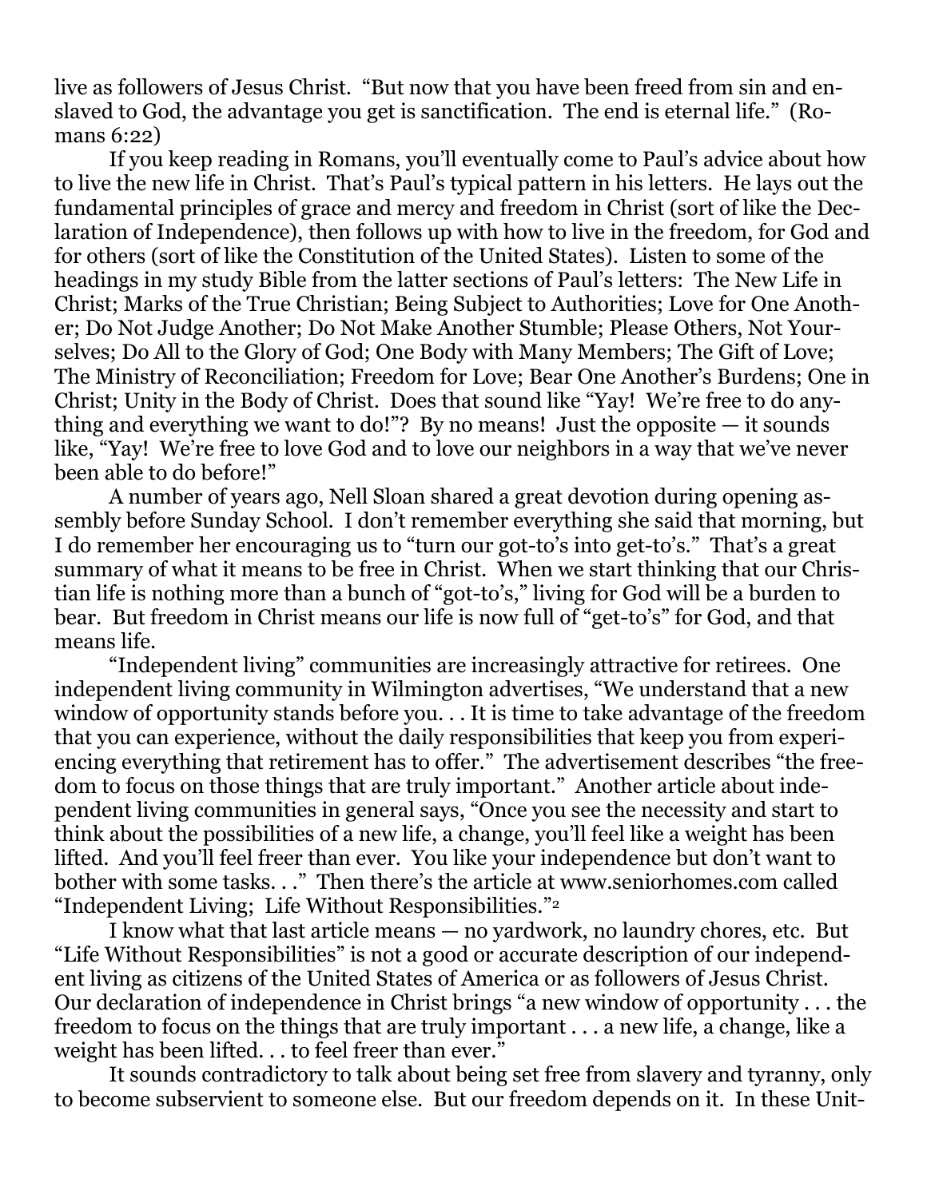live as followers of Jesus Christ. "But now that you have been freed from sin and enslaved to God, the advantage you get is sanctification. The end is eternal life." (Romans 6:22)

If you keep reading in Romans, you'll eventually come to Paul's advice about how to live the new life in Christ. That's Paul's typical pattern in his letters. He lays out the fundamental principles of grace and mercy and freedom in Christ (sort of like the Declaration of Independence), then follows up with how to live in the freedom, for God and for others (sort of like the Constitution of the United States). Listen to some of the headings in my study Bible from the latter sections of Paul's letters: The New Life in Christ; Marks of the True Christian; Being Subject to Authorities; Love for One Another; Do Not Judge Another; Do Not Make Another Stumble; Please Others, Not Yourselves; Do All to the Glory of God; One Body with Many Members; The Gift of Love; The Ministry of Reconciliation; Freedom for Love; Bear One Another's Burdens; One in Christ; Unity in the Body of Christ. Does that sound like "Yay! We're free to do anything and everything we want to do!"? By no means! Just the opposite — it sounds like, "Yay! We're free to love God and to love our neighbors in a way that we've never been able to do before!"

A number of years ago, Nell Sloan shared a great devotion during opening assembly before Sunday School. I don't remember everything she said that morning, but I do remember her encouraging us to "turn our got-to's into get-to's." That's a great summary of what it means to be free in Christ. When we start thinking that our Christian life is nothing more than a bunch of "got-to's," living for God will be a burden to bear. But freedom in Christ means our life is now full of "get-to's" for God, and that means life.

"Independent living" communities are increasingly attractive for retirees. One independent living community in Wilmington advertises, "We understand that a new window of opportunity stands before you. . . It is time to take advantage of the freedom that you can experience, without the daily responsibilities that keep you from experiencing everything that retirement has to offer." The advertisement describes "the freedom to focus on those things that are truly important." Another article about independent living communities in general says, "Once you see the necessity and start to think about the possibilities of a new life, a change, you'll feel like a weight has been lifted. And you'll feel freer than ever. You like your independence but don't want to bother with some tasks. . ." Then there's the article at www.seniorhomes.com called "Independent Living; Life Without Responsibilities."[2]

I know what that last article means — no yardwork, no laundry chores, etc. But "Life Without Responsibilities" is not a good or accurate description of our independent living as citizens of the United States of America or as followers of Jesus Christ. Our declaration of independence in Christ brings "a new window of opportunity . . . the freedom to focus on the things that are truly important . . . a new life, a change, like a weight has been lifted. . . to feel freer than ever."

It sounds contradictory to talk about being set free from slavery and tyranny, only to become subservient to someone else. But our freedom depends on it. In these Unit-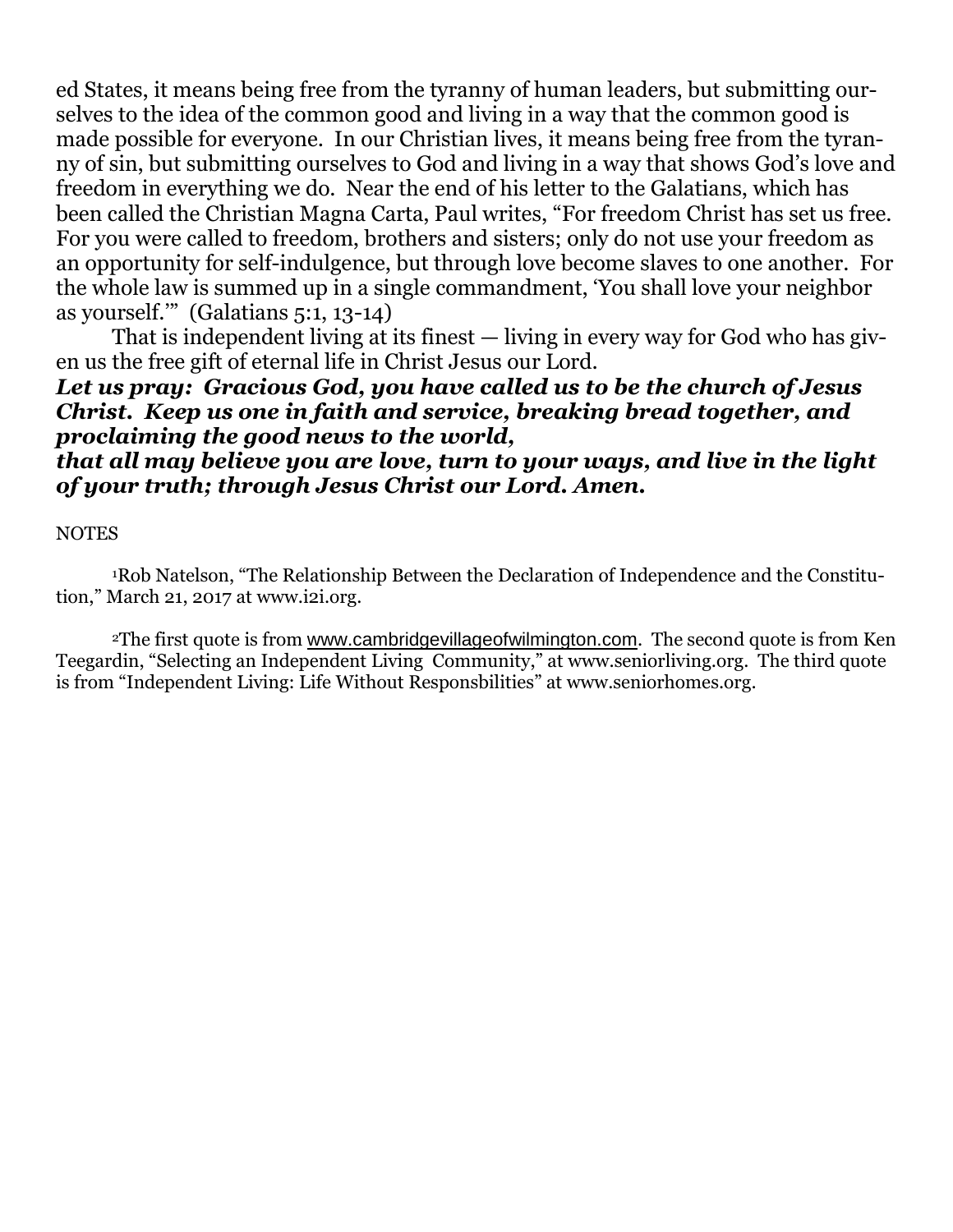ed States, it means being free from the tyranny of human leaders, but submitting ourselves to the idea of the common good and living in a way that the common good is made possible for everyone. In our Christian lives, it means being free from the tyranny of sin, but submitting ourselves to God and living in a way that shows God's love and freedom in everything we do. Near the end of his letter to the Galatians, which has been called the Christian Magna Carta, Paul writes, "For freedom Christ has set us free. For you were called to freedom, brothers and sisters; only do not use your freedom as an opportunity for self-indulgence, but through love become slaves to one another. For the whole law is summed up in a single commandment, 'You shall love your neighbor as yourself.'" (Galatians 5:1, 13-14)

That is independent living at its finest — living in every way for God who has given us the free gift of eternal life in Christ Jesus our Lord.

***Let us pray: Gracious God, you have called us to be the church of Jesus Christ. Keep us one in faith and service, breaking bread together, and proclaiming the good news to the world,***
***that all may believe you are love, turn to your ways, and live in the light of your truth; through Jesus Christ our Lord. Amen.***

NOTES

[1]Rob Natelson, "The Relationship Between the Declaration of Independence and the Constitution," March 21, 2017 at www.i2i.org.

[2]The first quote is from www.cambridgevillageofwilmington.com. The second quote is from Ken Teegardin, "Selecting an Independent Living Community," at www.seniorliving.org. The third quote is from "Independent Living: Life Without Responsbilities" at www.seniorhomes.org.